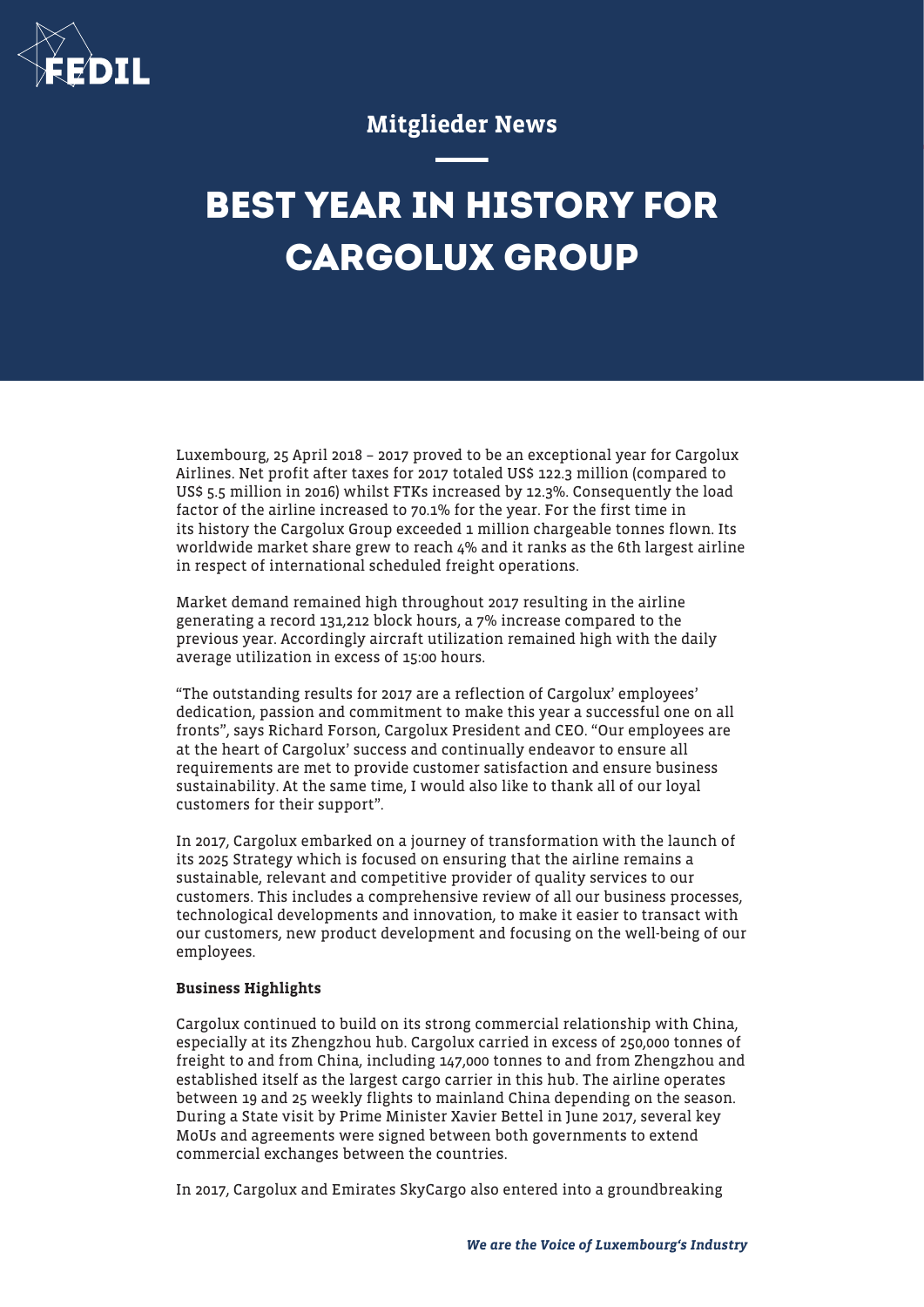Mitglieder News

# BEST YEAR IN HISTORY FOR CARGOLUX GROUP

Luxembourg, 25 April 2018 – 2017 proved to be an exceptional year for Cargolux Airlines. Net profit after taxes for 2017 totaled US$ 122.3 million (compared to US$ 5.5 million in 2016) whilst FTKs increased by 12.3%. Consequently the load factor of the airline increased to 70.1% for the year. For the first time in its history the Cargolux Group exceeded 1 million chargeable tonnes flown. Its worldwide market share grew to reach 4% and it ranks as the 6th largest airline in respect of international scheduled freight operations.

Market demand remained high throughout 2017 resulting in the airline generating a record 131,212 block hours, a 7% increase compared to the previous year. Accordingly aircraft utilization remained high with the daily average utilization in excess of 15:00 hours.

"The outstanding results for 2017 are a reflection of Cargolux' employees' dedication, passion and commitment to make this year a successful one on all fronts", says Richard Forson, Cargolux President and CEO. "Our employees are at the heart of Cargolux' success and continually endeavor to ensure all requirements are met to provide customer satisfaction and ensure business sustainability. At the same time, I would also like to thank all of our loyal customers for their support".

In 2017, Cargolux embarked on a journey of transformation with the launch of its 2025 Strategy which is focused on ensuring that the airline remains a sustainable, relevant and competitive provider of quality services to our customers. This includes a comprehensive review of all our business processes, technological developments and innovation, to make it easier to transact with our customers, new product development and focusing on the well-being of our employees.

**Business Highlights**

Cargolux continued to build on its strong commercial relationship with China, especially at its Zhengzhou hub. Cargolux carried in excess of 250,000 tonnes of freight to and from China, including 147,000 tonnes to and from Zhengzhou and established itself as the largest cargo carrier in this hub. The airline operates between 19 and 25 weekly flights to mainland China depending on the season. During a State visit by Prime Minister Xavier Bettel in June 2017, several key MoUs and agreements were signed between both governments to extend commercial exchanges between the countries.

In 2017, Cargolux and Emirates SkyCargo also entered into a groundbreaking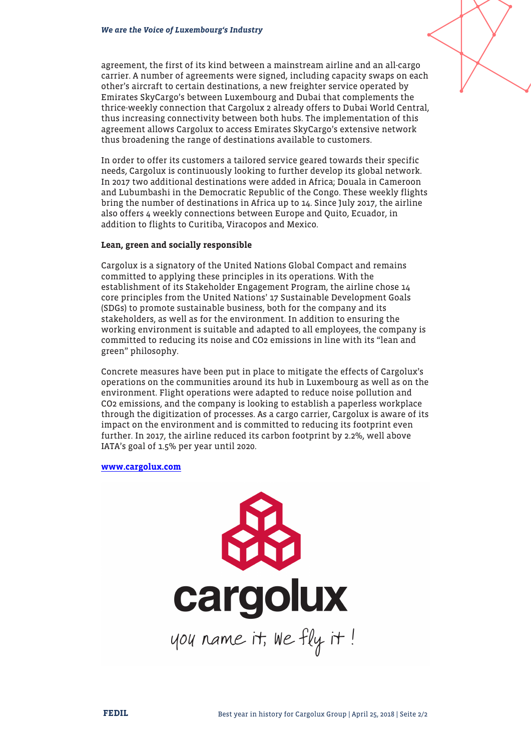agreement, the first of its kind between a mainstream airline and an all-cargo carrier. A number of agreements were signed, including capacity swaps on each other's aircraft to certain destinations, a new freighter service operated by Emirates SkyCargo's between Luxembourg and Dubai that complements the thrice-weekly connection that Cargolux 2 already offers to Dubai World Central, thus increasing connectivity between both hubs. The implementation of this agreement allows Cargolux to access Emirates SkyCargo's extensive network thus broadening the range of destinations available to customers.

In order to offer its customers a tailored service geared towards their specific needs, Cargolux is continuously looking to further develop its global network. In 2017 two additional destinations were added in Africa; Douala in Cameroon and Lubumbashi in the Democratic Republic of the Congo. These weekly flights bring the number of destinations in Africa up to 14. Since July 2017, the airline also offers 4 weekly connections between Europe and Quito, Ecuador, in addition to flights to Curitiba, Viracopos and Mexico.

**Lean, green and socially responsible**

Cargolux is a signatory of the United Nations Global Compact and remains committed to applying these principles in its operations. With the establishment of its Stakeholder Engagement Program, the airline chose 14 core principles from the United Nations' 17 Sustainable Development Goals (SDGs) to promote sustainable business, both for the company and its stakeholders, as well as for the environment. In addition to ensuring the working environment is suitable and adapted to all employees, the company is committed to reducing its noise and $CO_2$ emissions in line with its "lean and green" philosophy.

Concrete measures have been put in place to mitigate the effects of Cargolux's operations on the communities around its hub in Luxembourg as well as on the environment. Flight operations were adapted to reduce noise pollution and $CO_2$ emissions, and the company is looking to establish a paperless workplace through the digitization of processes. As a cargo carrier, Cargolux is aware of its impact on the environment and is committed to reducing its footprint even further. In 2017, the airline reduced its carbon footprint by 2.2%, well above IATA's goal of 1.5% per year until 2020.

[www.cargolux.com](http://www.cargolux.com)

cargolux

you name it, we fly it !